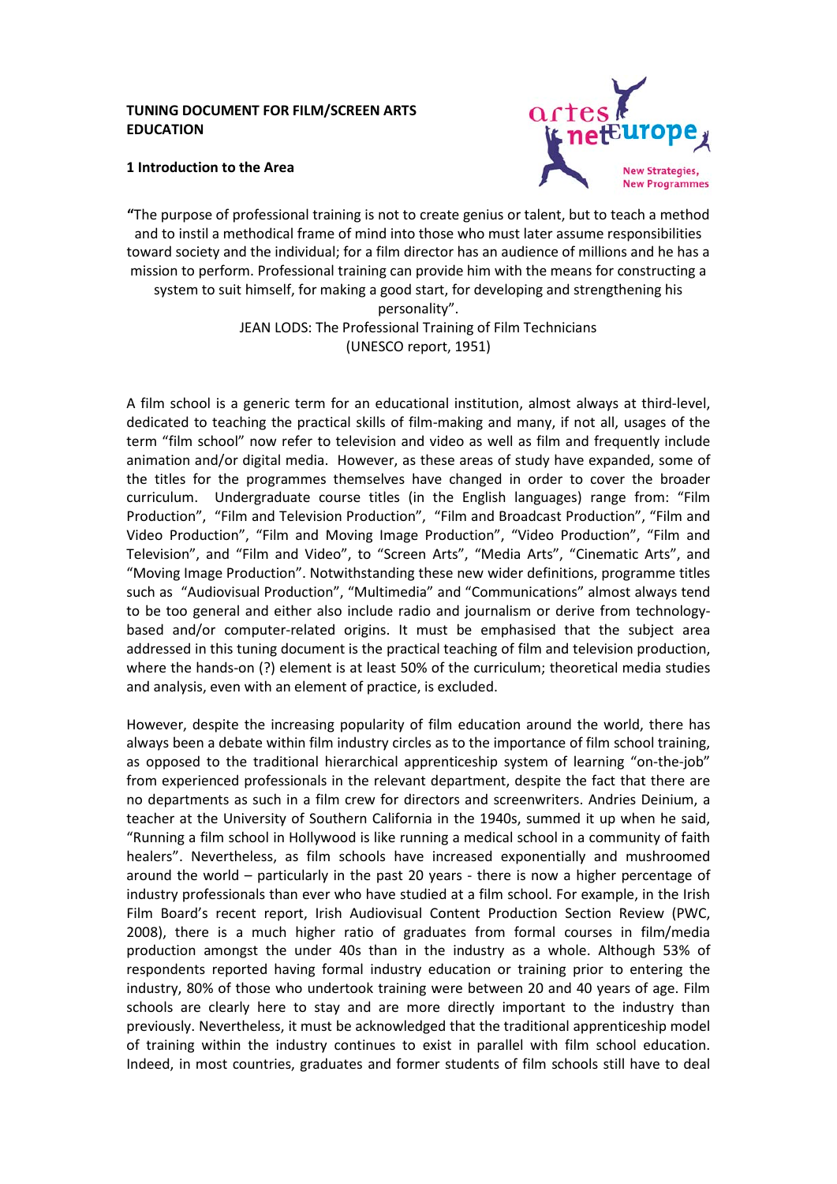**TUNING DOCUMENT FOR FILM/SCREEN ARTS EDUCATION**

**1 Introduction to the Area**

"The purpose of professional training is not to create genius or talent, but to teach a method and to instil a methodical frame of mind into those who must later assume responsibilities toward society and the individual; for a film director has an audience of millions and he has a mission to perform. Professional training can provide him with the means for constructing a system to suit himself, for making a good start, for developing and strengthening his personality".

JEAN LODS: The Professional Training of Film Technicians
(UNESCO report, 1951)

A film school is a generic term for an educational institution, almost always at third-level, dedicated to teaching the practical skills of film-making and many, if not all, usages of the term "film school" now refer to television and video as well as film and frequently include animation and/or digital media. However, as these areas of study have expanded, some of the titles for the programmes themselves have changed in order to cover the broader curriculum. Undergraduate course titles (in the English languages) range from: "Film Production", "Film and Television Production", "Film and Broadcast Production", "Film and Video Production", "Film and Moving Image Production", "Video Production", "Film and Television", and "Film and Video", to "Screen Arts", "Media Arts", "Cinematic Arts", and "Moving Image Production". Notwithstanding these new wider definitions, programme titles such as "Audiovisual Production", "Multimedia" and "Communications" almost always tend to be too general and either also include radio and journalism or derive from technology-based and/or computer-related origins. It must be emphasised that the subject area addressed in this tuning document is the practical teaching of film and television production, where the hands-on (?) element is at least 50% of the curriculum; theoretical media studies and analysis, even with an element of practice, is excluded.

However, despite the increasing popularity of film education around the world, there has always been a debate within film industry circles as to the importance of film school training, as opposed to the traditional hierarchical apprenticeship system of learning "on-the-job" from experienced professionals in the relevant department, despite the fact that there are no departments as such in a film crew for directors and screenwriters. Andries Deinium, a teacher at the University of Southern California in the 1940s, summed it up when he said, "Running a film school in Hollywood is like running a medical school in a community of faith healers". Nevertheless, as film schools have increased exponentially and mushroomed around the world – particularly in the past 20 years - there is now a higher percentage of industry professionals than ever who have studied at a film school. For example, in the Irish Film Board's recent report, Irish Audiovisual Content Production Section Review (PWC, 2008), there is a much higher ratio of graduates from formal courses in film/media production amongst the under 40s than in the industry as a whole. Although 53% of respondents reported having formal industry education or training prior to entering the industry, 80% of those who undertook training were between 20 and 40 years of age. Film schools are clearly here to stay and are more directly important to the industry than previously. Nevertheless, it must be acknowledged that the traditional apprenticeship model of training within the industry continues to exist in parallel with film school education. Indeed, in most countries, graduates and former students of film schools still have to deal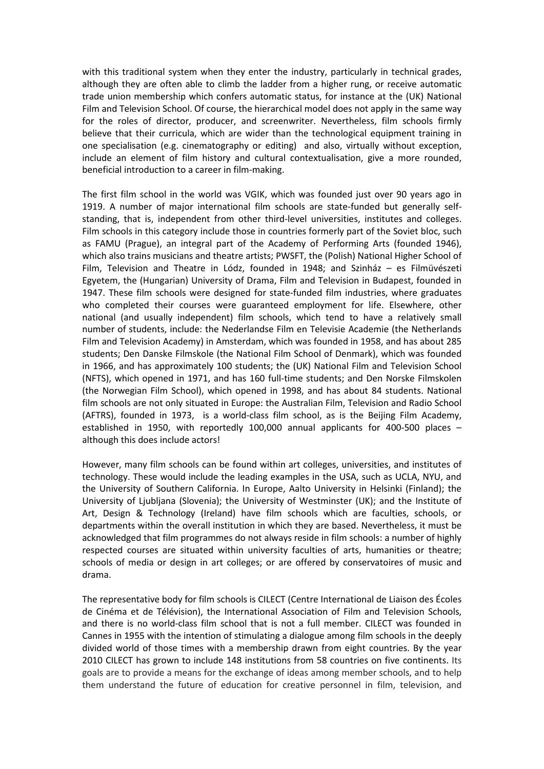with this traditional system when they enter the industry, particularly in technical grades, although they are often able to climb the ladder from a higher rung, or receive automatic trade union membership which confers automatic status, for instance at the (UK) National Film and Television School. Of course, the hierarchical model does not apply in the same way for the roles of director, producer, and screenwriter. Nevertheless, film schools firmly believe that their curricula, which are wider than the technological equipment training in one specialisation (e.g. cinematography or editing) and also, virtually without exception, include an element of film history and cultural contextualisation, give a more rounded, beneficial introduction to a career in film-making.

The first film school in the world was VGIK, which was founded just over 90 years ago in 1919. A number of major international film schools are state-funded but generally self-standing, that is, independent from other third-level universities, institutes and colleges. Film schools in this category include those in countries formerly part of the Soviet bloc, such as FAMU (Prague), an integral part of the Academy of Performing Arts (founded 1946), which also trains musicians and theatre artists; PWSFT, the (Polish) National Higher School of Film, Television and Theatre in Lódz, founded in 1948; and Szinház – es Filmüvészeti Egyetem, the (Hungarian) University of Drama, Film and Television in Budapest, founded in 1947. These film schools were designed for state-funded film industries, where graduates who completed their courses were guaranteed employment for life. Elsewhere, other national (and usually independent) film schools, which tend to have a relatively small number of students, include: the Nederlandse Film en Televisie Academie (the Netherlands Film and Television Academy) in Amsterdam, which was founded in 1958, and has about 285 students; Den Danske Filmskole (the National Film School of Denmark), which was founded in 1966, and has approximately 100 students; the (UK) National Film and Television School (NFTS), which opened in 1971, and has 160 full-time students; and Den Norske Filmskolen (the Norwegian Film School), which opened in 1998, and has about 84 students. National film schools are not only situated in Europe: the Australian Film, Television and Radio School (AFTRS), founded in 1973, is a world-class film school, as is the Beijing Film Academy, established in 1950, with reportedly 100,000 annual applicants for 400-500 places – although this does include actors!

However, many film schools can be found within art colleges, universities, and institutes of technology. These would include the leading examples in the USA, such as UCLA, NYU, and the University of Southern California. In Europe, Aalto University in Helsinki (Finland); the University of Ljubljana (Slovenia); the University of Westminster (UK); and the Institute of Art, Design & Technology (Ireland) have film schools which are faculties, schools, or departments within the overall institution in which they are based. Nevertheless, it must be acknowledged that film programmes do not always reside in film schools: a number of highly respected courses are situated within university faculties of arts, humanities or theatre; schools of media or design in art colleges; or are offered by conservatoires of music and drama.

The representative body for film schools is CILECT (Centre International de Liaison des Écoles de Cinéma et de Télévision), the International Association of Film and Television Schools, and there is no world-class film school that is not a full member. CILECT was founded in Cannes in 1955 with the intention of stimulating a dialogue among film schools in the deeply divided world of those times with a membership drawn from eight countries. By the year 2010 CILECT has grown to include 148 institutions from 58 countries on five continents. Its goals are to provide a means for the exchange of ideas among member schools, and to help them understand the future of education for creative personnel in film, television, and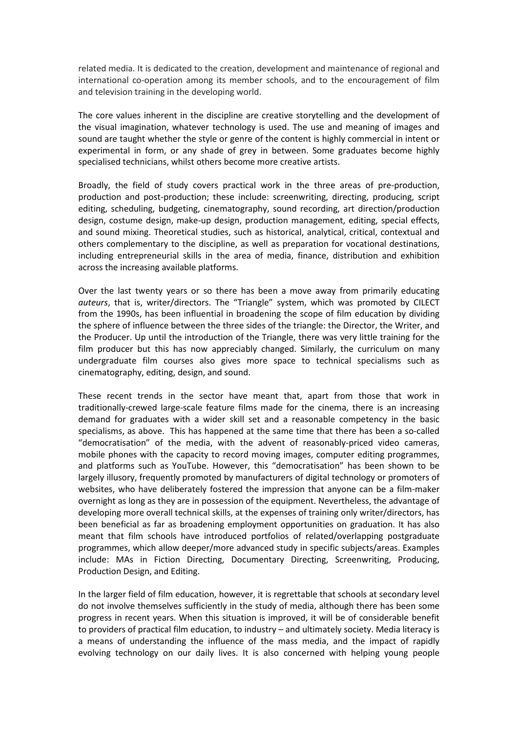related media. It is dedicated to the creation, development and maintenance of regional and international co-operation among its member schools, and to the encouragement of film and television training in the developing world.

The core values inherent in the discipline are creative storytelling and the development of the visual imagination, whatever technology is used. The use and meaning of images and sound are taught whether the style or genre of the content is highly commercial in intent or experimental in form, or any shade of grey in between. Some graduates become highly specialised technicians, whilst others become more creative artists.

Broadly, the field of study covers practical work in the three areas of pre-production, production and post-production; these include: screenwriting, directing, producing, script editing, scheduling, budgeting, cinematography, sound recording, art direction/production design, costume design, make-up design, production management, editing, special effects, and sound mixing. Theoretical studies, such as historical, analytical, critical, contextual and others complementary to the discipline, as well as preparation for vocational destinations, including entrepreneurial skills in the area of media, finance, distribution and exhibition across the increasing available platforms.

Over the last twenty years or so there has been a move away from primarily educating *auteurs*, that is, writer/directors. The "Triangle" system, which was promoted by CILECT from the 1990s, has been influential in broadening the scope of film education by dividing the sphere of influence between the three sides of the triangle: the Director, the Writer, and the Producer. Up until the introduction of the Triangle, there was very little training for the film producer but this has now appreciably changed. Similarly, the curriculum on many undergraduate film courses also gives more space to technical specialisms such as cinematography, editing, design, and sound.

These recent trends in the sector have meant that, apart from those that work in traditionally-crewed large-scale feature films made for the cinema, there is an increasing demand for graduates with a wider skill set and a reasonable competency in the basic specialisms, as above. This has happened at the same time that there has been a so-called "democratisation" of the media, with the advent of reasonably-priced video cameras, mobile phones with the capacity to record moving images, computer editing programmes, and platforms such as YouTube. However, this "democratisation" has been shown to be largely illusory, frequently promoted by manufacturers of digital technology or promoters of websites, who have deliberately fostered the impression that anyone can be a film-maker overnight as long as they are in possession of the equipment. Nevertheless, the advantage of developing more overall technical skills, at the expenses of training only writer/directors, has been beneficial as far as broadening employment opportunities on graduation. It has also meant that film schools have introduced portfolios of related/overlapping postgraduate programmes, which allow deeper/more advanced study in specific subjects/areas. Examples include: MAs in Fiction Directing, Documentary Directing, Screenwriting, Producing, Production Design, and Editing.

In the larger field of film education, however, it is regrettable that schools at secondary level do not involve themselves sufficiently in the study of media, although there has been some progress in recent years. When this situation is improved, it will be of considerable benefit to providers of practical film education, to industry – and ultimately society. Media literacy is a means of understanding the influence of the mass media, and the impact of rapidly evolving technology on our daily lives. It is also concerned with helping young people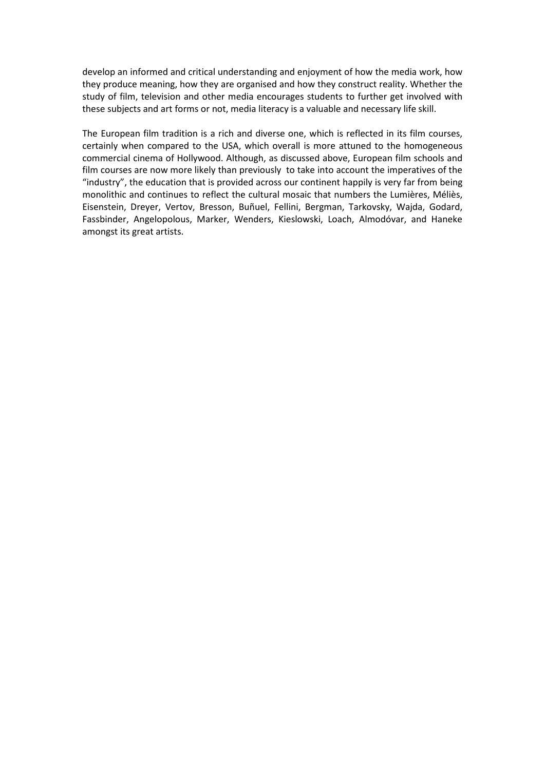develop an informed and critical understanding and enjoyment of how the media work, how they produce meaning, how they are organised and how they construct reality. Whether the study of film, television and other media encourages students to further get involved with these subjects and art forms or not, media literacy is a valuable and necessary life skill.

The European film tradition is a rich and diverse one, which is reflected in its film courses, certainly when compared to the USA, which overall is more attuned to the homogeneous commercial cinema of Hollywood. Although, as discussed above, European film schools and film courses are now more likely than previously to take into account the imperatives of the "industry", the education that is provided across our continent happily is very far from being monolithic and continues to reflect the cultural mosaic that numbers the Lumières, Méliès, Eisenstein, Dreyer, Vertov, Bresson, Buñuel, Fellini, Bergman, Tarkovsky, Wajda, Godard, Fassbinder, Angelopolous, Marker, Wenders, Kieslowski, Loach, Almodóvar, and Haneke amongst its great artists.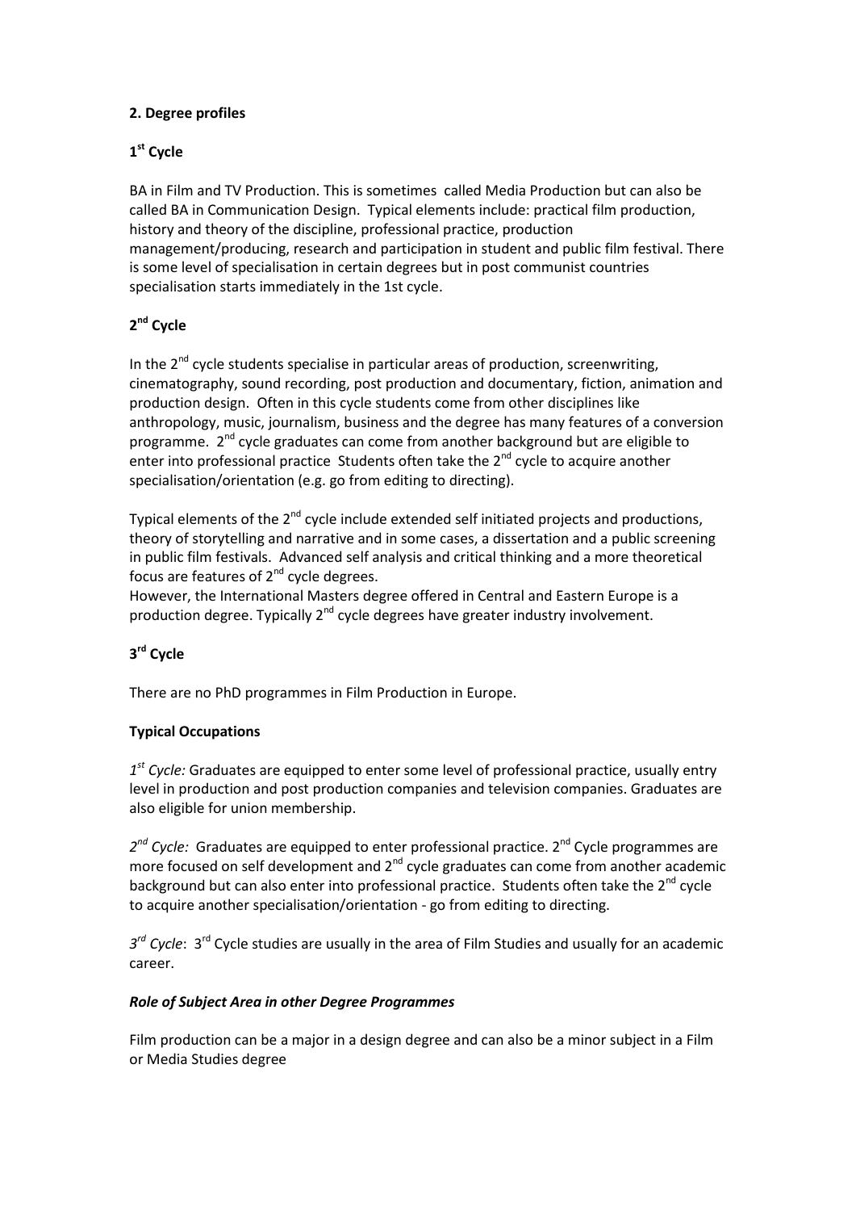## 2. Degree profiles

### 1st Cycle

BA in Film and TV Production. This is sometimes called Media Production but can also be called BA in Communication Design. Typical elements include: practical film production, history and theory of the discipline, professional practice, production management/producing, research and participation in student and public film festival. There is some level of specialisation in certain degrees but in post communist countries specialisation starts immediately in the 1st cycle.

### 2nd Cycle

In the 2nd cycle students specialise in particular areas of production, screenwriting, cinematography, sound recording, post production and documentary, fiction, animation and production design. Often in this cycle students come from other disciplines like anthropology, music, journalism, business and the degree has many features of a conversion programme. 2nd cycle graduates can come from another background but are eligible to enter into professional practice Students often take the 2nd cycle to acquire another specialisation/orientation (e.g. go from editing to directing).

Typical elements of the 2nd cycle include extended self initiated projects and productions, theory of storytelling and narrative and in some cases, a dissertation and a public screening in public film festivals. Advanced self analysis and critical thinking and a more theoretical focus are features of 2nd cycle degrees.
However, the International Masters degree offered in Central and Eastern Europe is a production degree. Typically 2nd cycle degrees have greater industry involvement.

### 3rd Cycle

There are no PhD programmes in Film Production in Europe.

### Typical Occupations

*1st Cycle:* Graduates are equipped to enter some level of professional practice, usually entry level in production and post production companies and television companies. Graduates are also eligible for union membership.

*2nd Cycle:* Graduates are equipped to enter professional practice. 2nd Cycle programmes are more focused on self development and 2nd cycle graduates can come from another academic background but can also enter into professional practice. Students often take the 2nd cycle to acquire another specialisation/orientation - go from editing to directing.

*3rd Cycle*: 3rd Cycle studies are usually in the area of Film Studies and usually for an academic career.

### *Role of Subject Area in other Degree Programmes*

Film production can be a major in a design degree and can also be a minor subject in a Film or Media Studies degree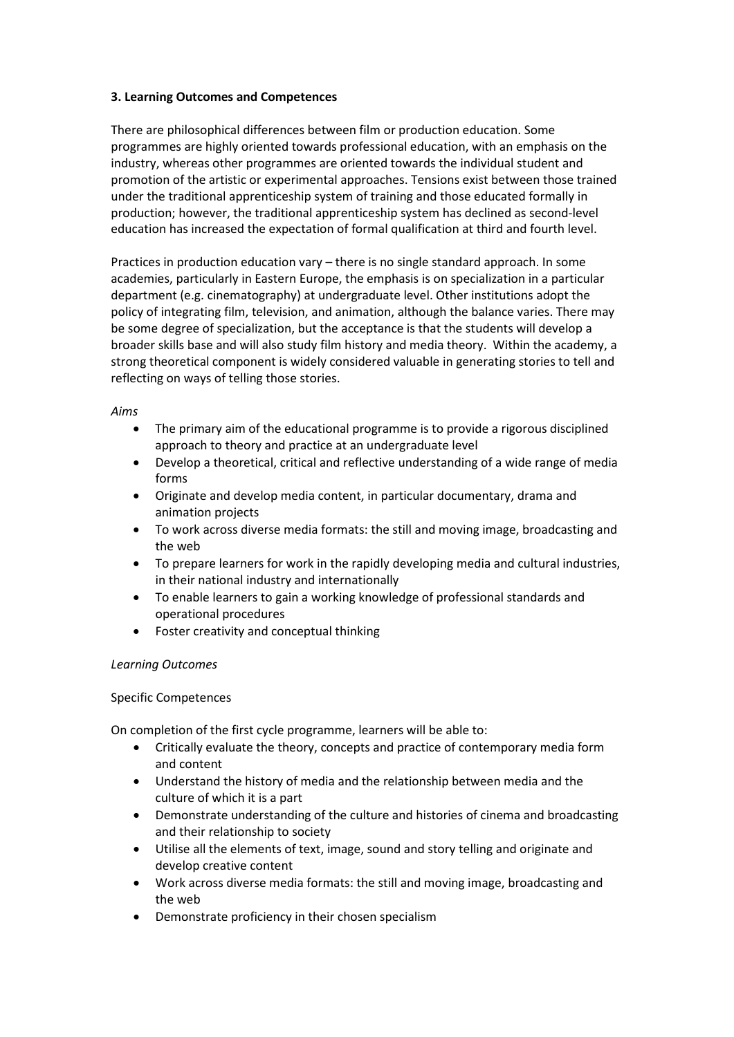**3. Learning Outcomes and Competences**

There are philosophical differences between film or production education. Some programmes are highly oriented towards professional education, with an emphasis on the industry, whereas other programmes are oriented towards the individual student and promotion of the artistic or experimental approaches. Tensions exist between those trained under the traditional apprenticeship system of training and those educated formally in production; however, the traditional apprenticeship system has declined as second-level education has increased the expectation of formal qualification at third and fourth level.

Practices in production education vary – there is no single standard approach. In some academies, particularly in Eastern Europe, the emphasis is on specialization in a particular department (e.g. cinematography) at undergraduate level. Other institutions adopt the policy of integrating film, television, and animation, although the balance varies. There may be some degree of specialization, but the acceptance is that the students will develop a broader skills base and will also study film history and media theory. Within the academy, a strong theoretical component is widely considered valuable in generating stories to tell and reflecting on ways of telling those stories.

*Aims*

- The primary aim of the educational programme is to provide a rigorous disciplined approach to theory and practice at an undergraduate level
- Develop a theoretical, critical and reflective understanding of a wide range of media forms
- Originate and develop media content, in particular documentary, drama and animation projects
- To work across diverse media formats: the still and moving image, broadcasting and the web
- To prepare learners for work in the rapidly developing media and cultural industries, in their national industry and internationally
- To enable learners to gain a working knowledge of professional standards and operational procedures
- Foster creativity and conceptual thinking

*Learning Outcomes*

Specific Competences

On completion of the first cycle programme, learners will be able to:

- Critically evaluate the theory, concepts and practice of contemporary media form and content
- Understand the history of media and the relationship between media and the culture of which it is a part
- Demonstrate understanding of the culture and histories of cinema and broadcasting and their relationship to society
- Utilise all the elements of text, image, sound and story telling and originate and develop creative content
- Work across diverse media formats: the still and moving image, broadcasting and the web
- Demonstrate proficiency in their chosen specialism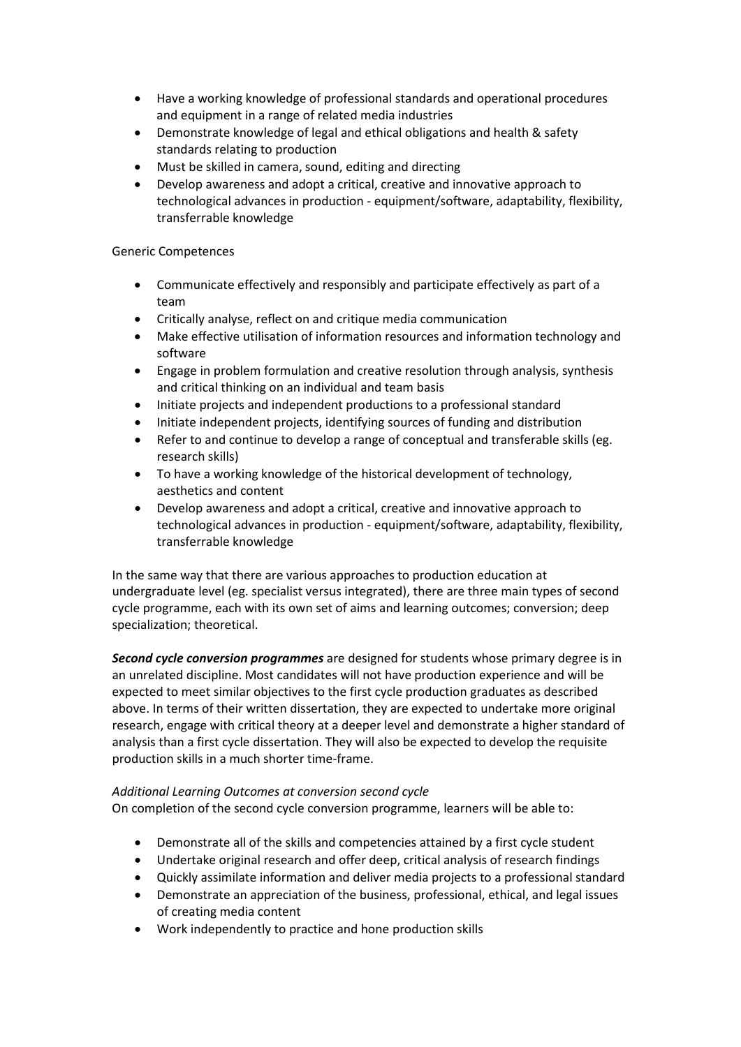- Have a working knowledge of professional standards and operational procedures and equipment in a range of related media industries
- Demonstrate knowledge of legal and ethical obligations and health & safety standards relating to production
- Must be skilled in camera, sound, editing and directing
- Develop awareness and adopt a critical, creative and innovative approach to technological advances in production - equipment/software, adaptability, flexibility, transferrable knowledge

Generic Competences

- Communicate effectively and responsibly and participate effectively as part of a team
- Critically analyse, reflect on and critique media communication
- Make effective utilisation of information resources and information technology and software
- Engage in problem formulation and creative resolution through analysis, synthesis and critical thinking on an individual and team basis
- Initiate projects and independent productions to a professional standard
- Initiate independent projects, identifying sources of funding and distribution
- Refer to and continue to develop a range of conceptual and transferable skills (eg. research skills)
- To have a working knowledge of the historical development of technology, aesthetics and content
- Develop awareness and adopt a critical, creative and innovative approach to technological advances in production - equipment/software, adaptability, flexibility, transferrable knowledge

In the same way that there are various approaches to production education at undergraduate level (eg. specialist versus integrated), there are three main types of second cycle programme, each with its own set of aims and learning outcomes; conversion; deep specialization; theoretical.

***Second cycle conversion programmes*** are designed for students whose primary degree is in an unrelated discipline. Most candidates will not have production experience and will be expected to meet similar objectives to the first cycle production graduates as described above. In terms of their written dissertation, they are expected to undertake more original research, engage with critical theory at a deeper level and demonstrate a higher standard of analysis than a first cycle dissertation. They will also be expected to develop the requisite production skills in a much shorter time-frame.

*Additional Learning Outcomes at conversion second cycle*

On completion of the second cycle conversion programme, learners will be able to:

- Demonstrate all of the skills and competencies attained by a first cycle student
- Undertake original research and offer deep, critical analysis of research findings
- Quickly assimilate information and deliver media projects to a professional standard
- Demonstrate an appreciation of the business, professional, ethical, and legal issues of creating media content
- Work independently to practice and hone production skills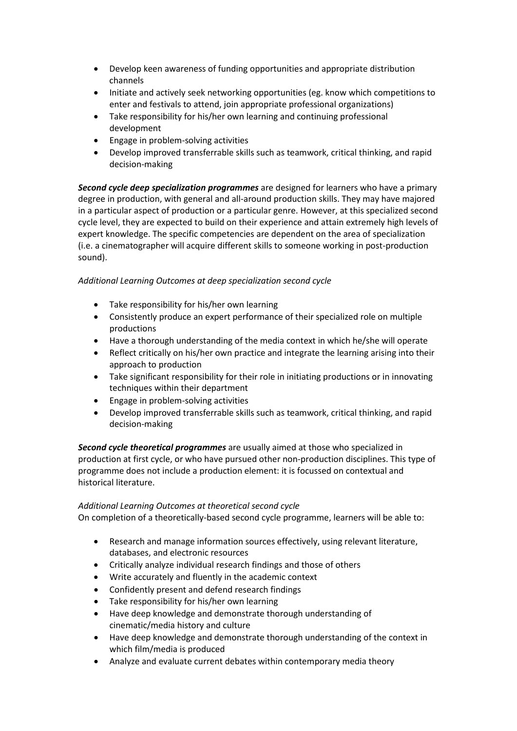- Develop keen awareness of funding opportunities and appropriate distribution channels
- Initiate and actively seek networking opportunities (eg. know which competitions to enter and festivals to attend, join appropriate professional organizations)
- Take responsibility for his/her own learning and continuing professional development
- Engage in problem-solving activities
- Develop improved transferrable skills such as teamwork, critical thinking, and rapid decision-making

***Second cycle deep specialization programmes*** are designed for learners who have a primary degree in production, with general and all-around production skills. They may have majored in a particular aspect of production or a particular genre. However, at this specialized second cycle level, they are expected to build on their experience and attain extremely high levels of expert knowledge. The specific competencies are dependent on the area of specialization (i.e. a cinematographer will acquire different skills to someone working in post-production sound).

*Additional Learning Outcomes at deep specialization second cycle*

- Take responsibility for his/her own learning
- Consistently produce an expert performance of their specialized role on multiple productions
- Have a thorough understanding of the media context in which he/she will operate
- Reflect critically on his/her own practice and integrate the learning arising into their approach to production
- Take significant responsibility for their role in initiating productions or in innovating techniques within their department
- Engage in problem-solving activities
- Develop improved transferrable skills such as teamwork, critical thinking, and rapid decision-making

***Second cycle theoretical programmes*** are usually aimed at those who specialized in production at first cycle, or who have pursued other non-production disciplines. This type of programme does not include a production element: it is focussed on contextual and historical literature.

*Additional Learning Outcomes at theoretical second cycle*
On completion of a theoretically-based second cycle programme, learners will be able to:

- Research and manage information sources effectively, using relevant literature, databases, and electronic resources
- Critically analyze individual research findings and those of others
- Write accurately and fluently in the academic context
- Confidently present and defend research findings
- Take responsibility for his/her own learning
- Have deep knowledge and demonstrate thorough understanding of cinematic/media history and culture
- Have deep knowledge and demonstrate thorough understanding of the context in which film/media is produced
- Analyze and evaluate current debates within contemporary media theory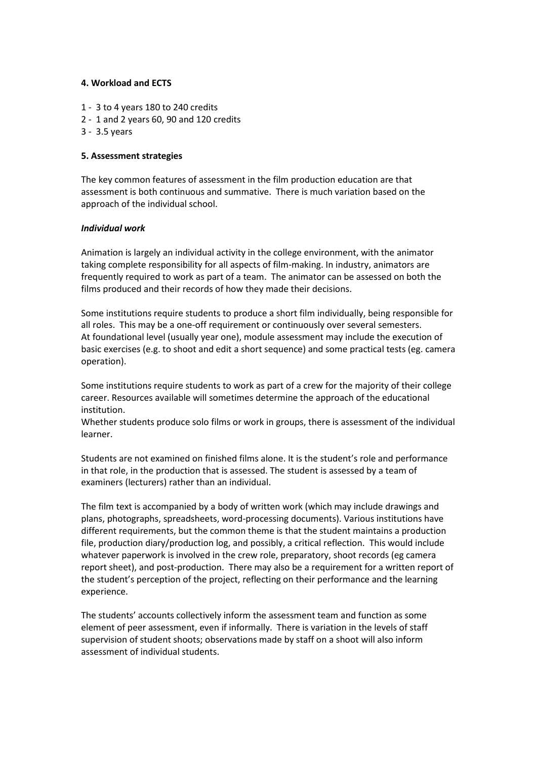### 4. Workload and ECTS

1 - 3 to 4 years 180 to 240 credits
2 - 1 and 2 years 60, 90 and 120 credits
3 - 3.5 years

### 5. Assessment strategies

The key common features of assessment in the film production education are that assessment is both continuous and summative. There is much variation based on the approach of the individual school.

***Individual work***

Animation is largely an individual activity in the college environment, with the animator taking complete responsibility for all aspects of film-making. In industry, animators are frequently required to work as part of a team. The animator can be assessed on both the films produced and their records of how they made their decisions.

Some institutions require students to produce a short film individually, being responsible for all roles. This may be a one-off requirement or continuously over several semesters. At foundational level (usually year one), module assessment may include the execution of basic exercises (e.g. to shoot and edit a short sequence) and some practical tests (eg. camera operation).

Some institutions require students to work as part of a crew for the majority of their college career. Resources available will sometimes determine the approach of the educational institution.
Whether students produce solo films or work in groups, there is assessment of the individual learner.

Students are not examined on finished films alone. It is the student's role and performance in that role, in the production that is assessed. The student is assessed by a team of examiners (lecturers) rather than an individual.

The film text is accompanied by a body of written work (which may include drawings and plans, photographs, spreadsheets, word-processing documents). Various institutions have different requirements, but the common theme is that the student maintains a production file, production diary/production log, and possibly, a critical reflection. This would include whatever paperwork is involved in the crew role, preparatory, shoot records (eg camera report sheet), and post-production. There may also be a requirement for a written report of the student's perception of the project, reflecting on their performance and the learning experience.

The students' accounts collectively inform the assessment team and function as some element of peer assessment, even if informally. There is variation in the levels of staff supervision of student shoots; observations made by staff on a shoot will also inform assessment of individual students.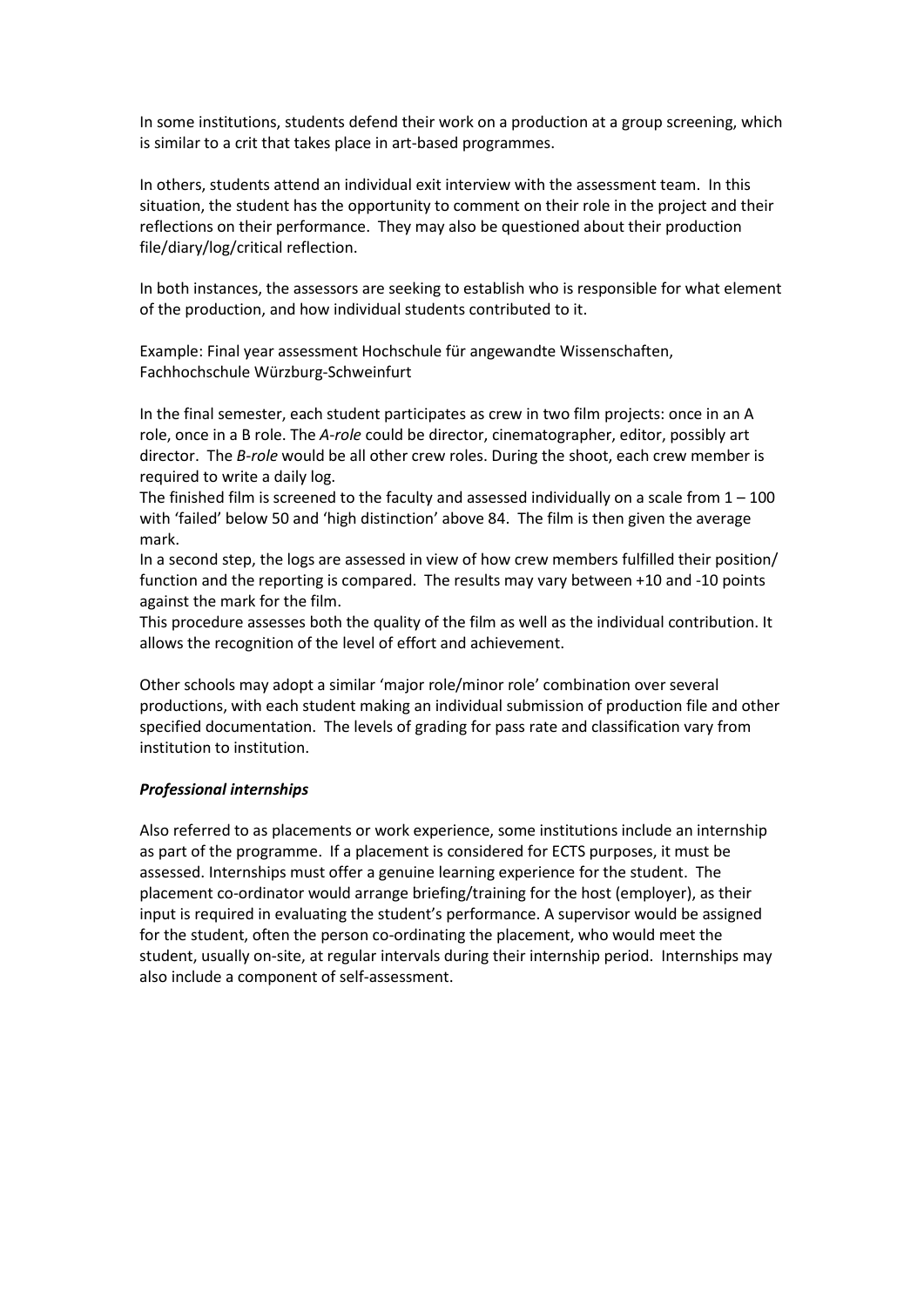In some institutions, students defend their work on a production at a group screening, which is similar to a crit that takes place in art-based programmes.

In others, students attend an individual exit interview with the assessment team. In this situation, the student has the opportunity to comment on their role in the project and their reflections on their performance. They may also be questioned about their production file/diary/log/critical reflection.

In both instances, the assessors are seeking to establish who is responsible for what element of the production, and how individual students contributed to it.

Example: Final year assessment Hochschule für angewandte Wissenschaften, Fachhochschule Würzburg-Schweinfurt

In the final semester, each student participates as crew in two film projects: once in an A role, once in a B role. The *A-role* could be director, cinematographer, editor, possibly art director. The *B-role* would be all other crew roles. During the shoot, each crew member is required to write a daily log.

The finished film is screened to the faculty and assessed individually on a scale from 1 – 100 with 'failed' below 50 and 'high distinction' above 84. The film is then given the average mark.

In a second step, the logs are assessed in view of how crew members fulfilled their position/ function and the reporting is compared. The results may vary between +10 and -10 points against the mark for the film.

This procedure assesses both the quality of the film as well as the individual contribution. It allows the recognition of the level of effort and achievement.

Other schools may adopt a similar 'major role/minor role' combination over several productions, with each student making an individual submission of production file and other specified documentation. The levels of grading for pass rate and classification vary from institution to institution.

***Professional internships***

Also referred to as placements or work experience, some institutions include an internship as part of the programme. If a placement is considered for ECTS purposes, it must be assessed. Internships must offer a genuine learning experience for the student. The placement co-ordinator would arrange briefing/training for the host (employer), as their input is required in evaluating the student's performance. A supervisor would be assigned for the student, often the person co-ordinating the placement, who would meet the student, usually on-site, at regular intervals during their internship period. Internships may also include a component of self-assessment.